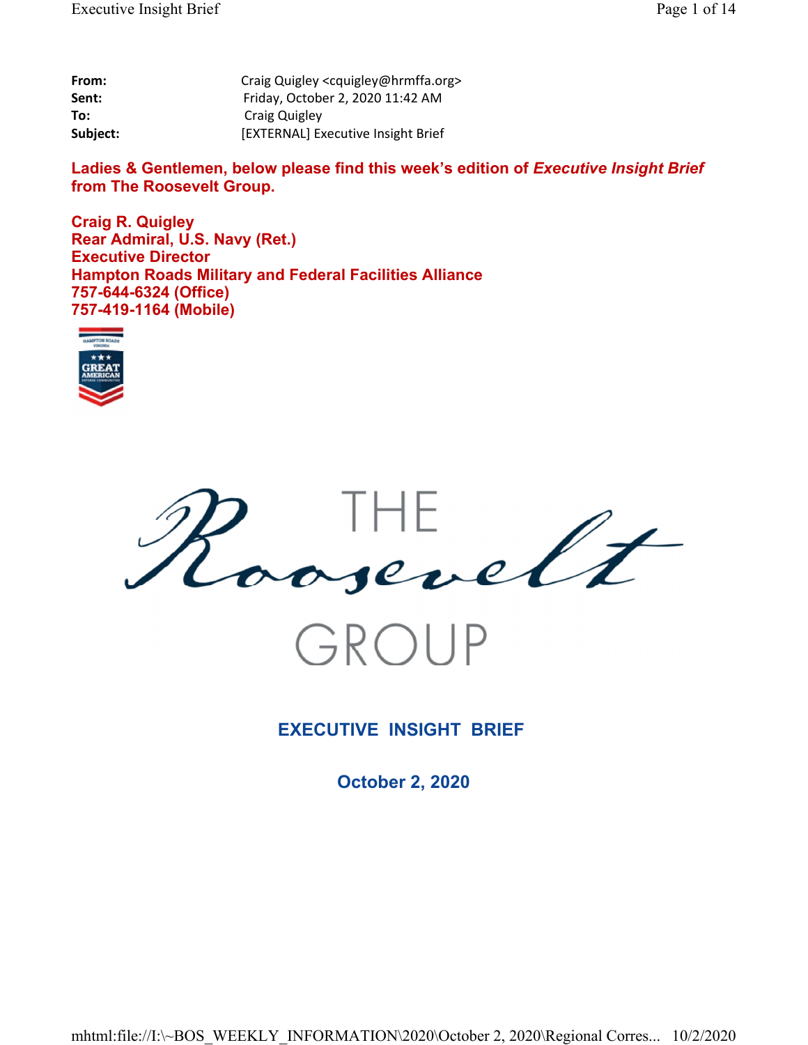**From:** Craig Quigley <cquigley@hrmffa.org>
**Sent:** Friday, October 2, 2020 11:42 AM
**To:** Craig Quigley
**Subject:** [EXTERNAL] Executive Insight Brief

**Ladies & Gentlemen, below please find this week's edition of *Executive Insight Brief* from The Roosevelt Group.**

**Craig R. Quigley**
**Rear Admiral, U.S. Navy (Ret.)**
**Executive Director**
**Hampton Roads Military and Federal Facilities Alliance**
**757-644-6324 (Office)**
**757-419-1164 (Mobile)**

THE Roosevelt GROUP

## EXECUTIVE INSIGHT BRIEF

### October 2, 2020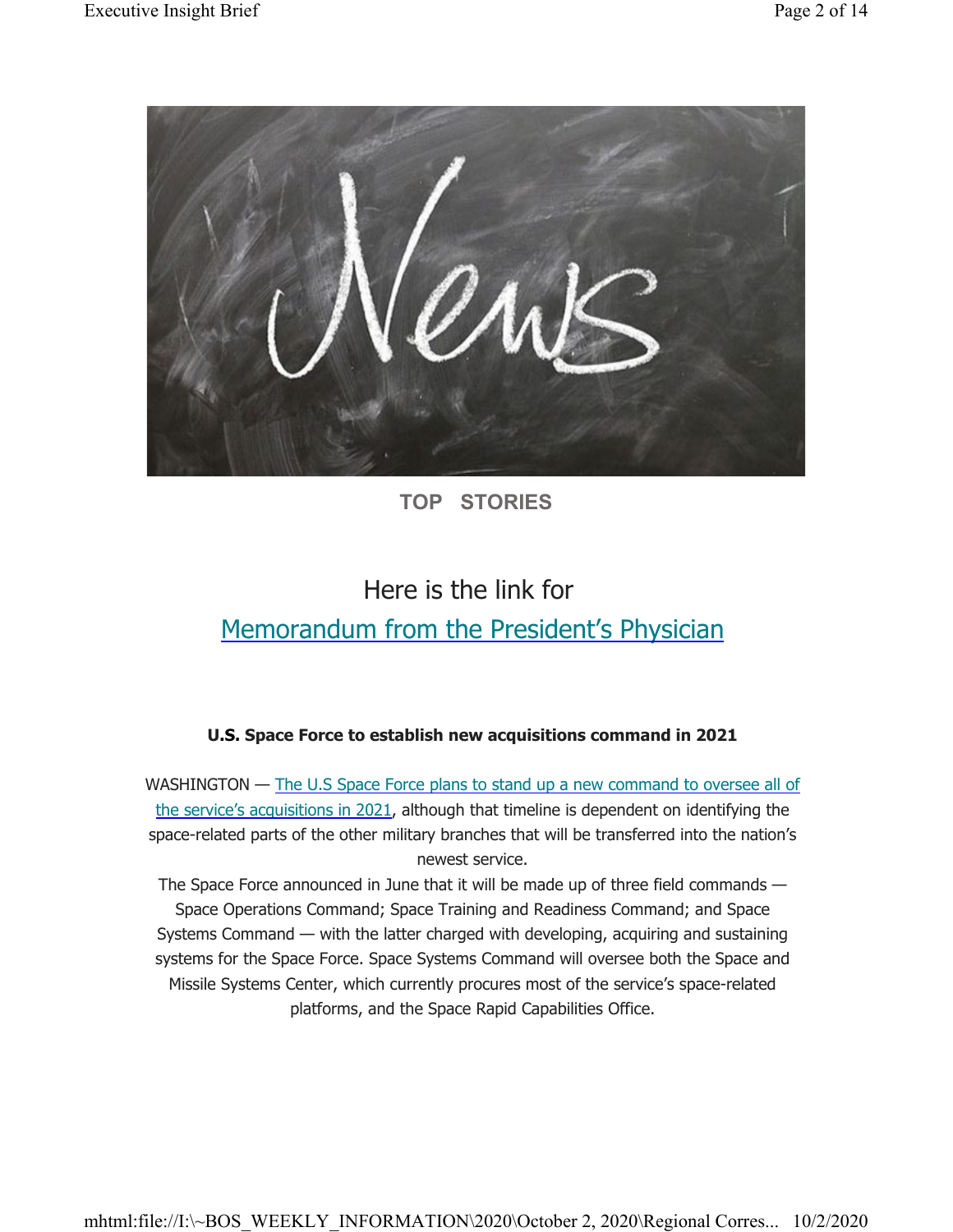**TOP STORIES**

Here is the link for

Memorandum from the President's Physician

**U.S. Space Force to establish new acquisitions command in 2021**

WASHINGTON — The U.S Space Force plans to stand up a new command to oversee all of the service's acquisitions in 2021, although that timeline is dependent on identifying the space-related parts of the other military branches that will be transferred into the nation's newest service.

The Space Force announced in June that it will be made up of three field commands — Space Operations Command; Space Training and Readiness Command; and Space Systems Command — with the latter charged with developing, acquiring and sustaining systems for the Space Force. Space Systems Command will oversee both the Space and Missile Systems Center, which currently procures most of the service's space-related platforms, and the Space Rapid Capabilities Office.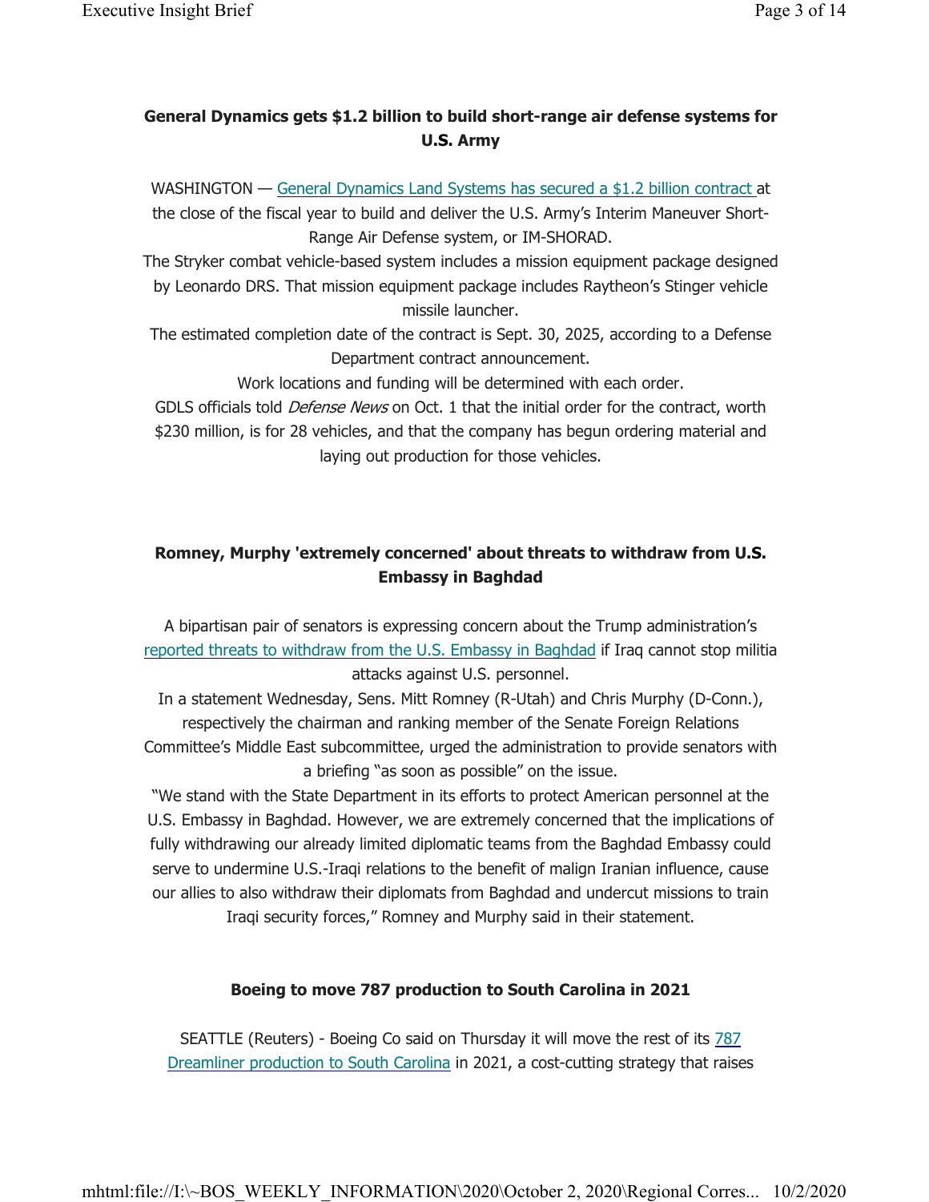**General Dynamics gets $1.2 billion to build short-range air defense systems for U.S. Army**

WASHINGTON — General Dynamics Land Systems has secured a $1.2 billion contract at the close of the fiscal year to build and deliver the U.S. Army's Interim Maneuver Short-Range Air Defense system, or IM-SHORAD.

The Stryker combat vehicle-based system includes a mission equipment package designed by Leonardo DRS. That mission equipment package includes Raytheon's Stinger vehicle missile launcher.

The estimated completion date of the contract is Sept. 30, 2025, according to a Defense Department contract announcement.

Work locations and funding will be determined with each order.

GDLS officials told *Defense News* on Oct. 1 that the initial order for the contract, worth $230 million, is for 28 vehicles, and that the company has begun ordering material and laying out production for those vehicles.

**Romney, Murphy 'extremely concerned' about threats to withdraw from U.S. Embassy in Baghdad**

A bipartisan pair of senators is expressing concern about the Trump administration's reported threats to withdraw from the U.S. Embassy in Baghdad if Iraq cannot stop militia attacks against U.S. personnel.

In a statement Wednesday, Sens. Mitt Romney (R-Utah) and Chris Murphy (D-Conn.), respectively the chairman and ranking member of the Senate Foreign Relations Committee's Middle East subcommittee, urged the administration to provide senators with a briefing "as soon as possible" on the issue.

"We stand with the State Department in its efforts to protect American personnel at the U.S. Embassy in Baghdad. However, we are extremely concerned that the implications of fully withdrawing our already limited diplomatic teams from the Baghdad Embassy could serve to undermine U.S.-Iraqi relations to the benefit of malign Iranian influence, cause our allies to also withdraw their diplomats from Baghdad and undercut missions to train Iraqi security forces," Romney and Murphy said in their statement.

**Boeing to move 787 production to South Carolina in 2021**

SEATTLE (Reuters) - Boeing Co said on Thursday it will move the rest of its 787 Dreamliner production to South Carolina in 2021, a cost-cutting strategy that raises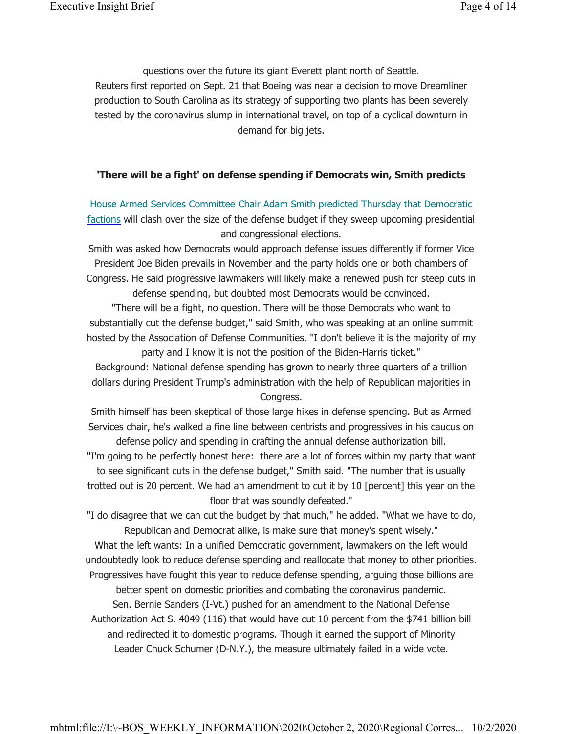questions over the future its giant Everett plant north of Seattle.
Reuters first reported on Sept. 21 that Boeing was near a decision to move Dreamliner production to South Carolina as its strategy of supporting two plants has been severely tested by the coronavirus slump in international travel, on top of a cyclical downturn in demand for big jets.

**'There will be a fight' on defense spending if Democrats win, Smith predicts**

House Armed Services Committee Chair Adam Smith predicted Thursday that Democratic factions will clash over the size of the defense budget if they sweep upcoming presidential and congressional elections.

Smith was asked how Democrats would approach defense issues differently if former Vice President Joe Biden prevails in November and the party holds one or both chambers of Congress. He said progressive lawmakers will likely make a renewed push for steep cuts in defense spending, but doubted most Democrats would be convinced.

"There will be a fight, no question. There will be those Democrats who want to substantially cut the defense budget," said Smith, who was speaking at an online summit hosted by the Association of Defense Communities. "I don't believe it is the majority of my party and I know it is not the position of the Biden-Harris ticket."

Background: National defense spending has grown to nearly three quarters of a trillion dollars during President Trump's administration with the help of Republican majorities in Congress.

Smith himself has been skeptical of those large hikes in defense spending. But as Armed Services chair, he's walked a fine line between centrists and progressives in his caucus on defense policy and spending in crafting the annual defense authorization bill.

"I'm going to be perfectly honest here: there are a lot of forces within my party that want to see significant cuts in the defense budget," Smith said. "The number that is usually trotted out is 20 percent. We had an amendment to cut it by 10 [percent] this year on the floor that was soundly defeated."

"I do disagree that we can cut the budget by that much," he added. "What we have to do, Republican and Democrat alike, is make sure that money's spent wisely."

What the left wants: In a unified Democratic government, lawmakers on the left would undoubtedly look to reduce defense spending and reallocate that money to other priorities. Progressives have fought this year to reduce defense spending, arguing those billions are better spent on domestic priorities and combating the coronavirus pandemic.

Sen. Bernie Sanders (I-Vt.) pushed for an amendment to the National Defense Authorization Act S. 4049 (116) that would have cut 10 percent from the $741 billion bill and redirected it to domestic programs. Though it earned the support of Minority Leader Chuck Schumer (D-N.Y.), the measure ultimately failed in a wide vote.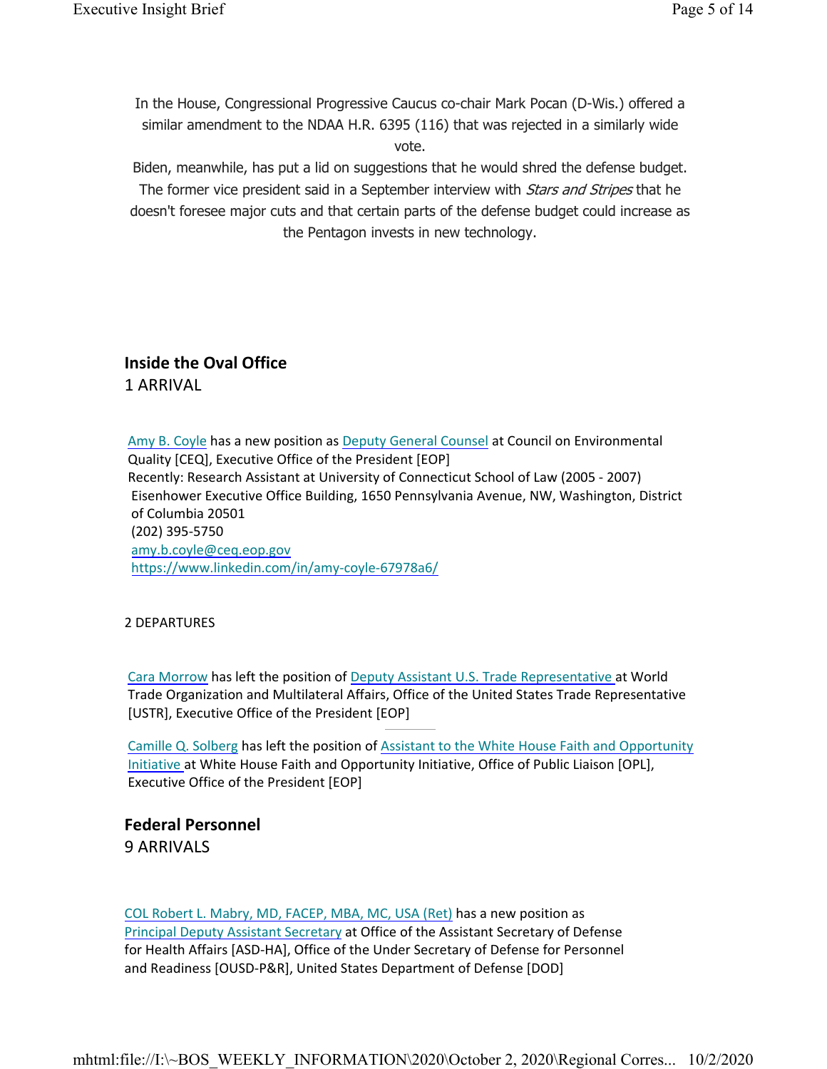In the House, Congressional Progressive Caucus co-chair Mark Pocan (D-Wis.) offered a similar amendment to the NDAA H.R. 6395 (116) that was rejected in a similarly wide vote.

Biden, meanwhile, has put a lid on suggestions that he would shred the defense budget. The former vice president said in a September interview with *Stars and Stripes* that he doesn't foresee major cuts and that certain parts of the defense budget could increase as the Pentagon invests in new technology.

## Inside the Oval Office

1 ARRIVAL

Amy B. Coyle has a new position as Deputy General Counsel at Council on Environmental Quality [CEQ], Executive Office of the President [EOP]
Recently: Research Assistant at University of Connecticut School of Law (2005 - 2007)
Eisenhower Executive Office Building, 1650 Pennsylvania Avenue, NW, Washington, District of Columbia 20501
(202) 395-5750
amy.b.coyle@ceq.eop.gov
https://www.linkedin.com/in/amy-coyle-67978a6/

2 DEPARTURES

Cara Morrow has left the position of Deputy Assistant U.S. Trade Representative at World Trade Organization and Multilateral Affairs, Office of the United States Trade Representative [USTR], Executive Office of the President [EOP]

Camille Q. Solberg has left the position of Assistant to the White House Faith and Opportunity Initiative at White House Faith and Opportunity Initiative, Office of Public Liaison [OPL], Executive Office of the President [EOP]

## Federal Personnel

9 ARRIVALS

COL Robert L. Mabry, MD, FACEP, MBA, MC, USA (Ret) has a new position as Principal Deputy Assistant Secretary at Office of the Assistant Secretary of Defense for Health Affairs [ASD-HA], Office of the Under Secretary of Defense for Personnel and Readiness [OUSD-P&R], United States Department of Defense [DOD]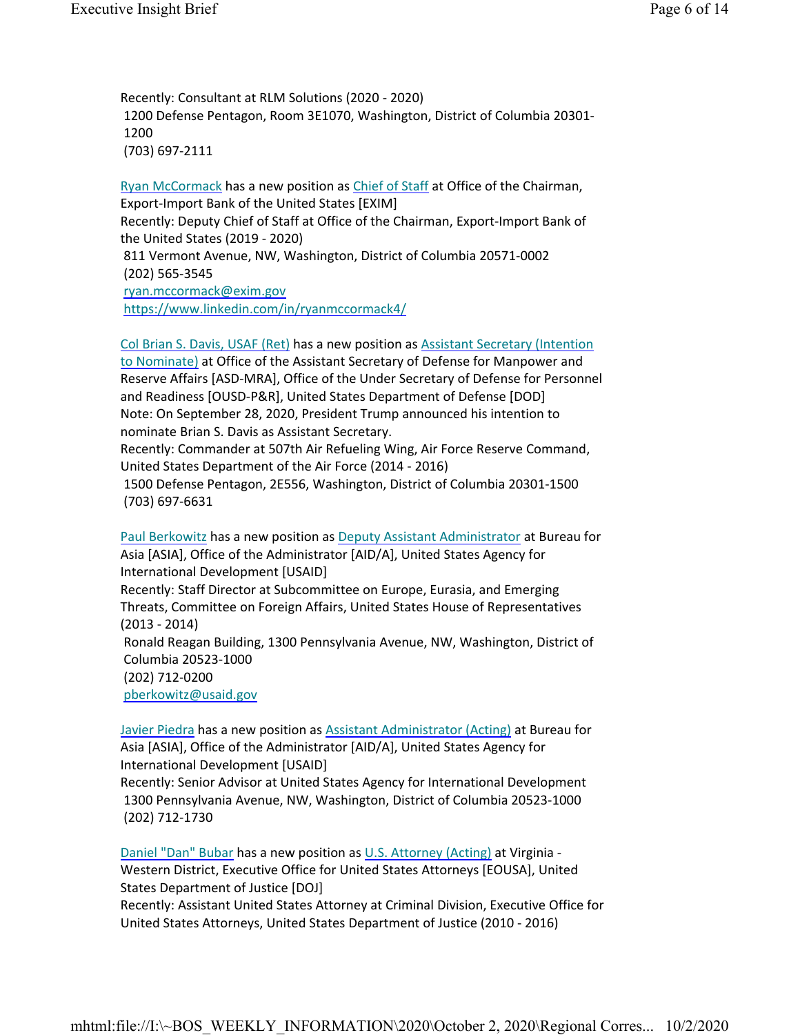Recently: Consultant at RLM Solutions (2020 - 2020)
1200 Defense Pentagon, Room 3E1070, Washington, District of Columbia 20301-1200
(703) 697-2111

Ryan McCormack has a new position as Chief of Staff at Office of the Chairman, Export-Import Bank of the United States [EXIM]
Recently: Deputy Chief of Staff at Office of the Chairman, Export-Import Bank of the United States (2019 - 2020)
811 Vermont Avenue, NW, Washington, District of Columbia 20571-0002
(202) 565-3545
ryan.mccormack@exim.gov
https://www.linkedin.com/in/ryanmccormack4/

Col Brian S. Davis, USAF (Ret) has a new position as Assistant Secretary (Intention to Nominate) at Office of the Assistant Secretary of Defense for Manpower and Reserve Affairs [ASD-MRA], Office of the Under Secretary of Defense for Personnel and Readiness [OUSD-P&R], United States Department of Defense [DOD]
Note: On September 28, 2020, President Trump announced his intention to nominate Brian S. Davis as Assistant Secretary.
Recently: Commander at 507th Air Refueling Wing, Air Force Reserve Command, United States Department of the Air Force (2014 - 2016)
1500 Defense Pentagon, 2E556, Washington, District of Columbia 20301-1500
(703) 697-6631

Paul Berkowitz has a new position as Deputy Assistant Administrator at Bureau for Asia [ASIA], Office of the Administrator [AID/A], United States Agency for International Development [USAID]
Recently: Staff Director at Subcommittee on Europe, Eurasia, and Emerging Threats, Committee on Foreign Affairs, United States House of Representatives (2013 - 2014)
Ronald Reagan Building, 1300 Pennsylvania Avenue, NW, Washington, District of Columbia 20523-1000
(202) 712-0200
pberkowitz@usaid.gov

Javier Piedra has a new position as Assistant Administrator (Acting) at Bureau for Asia [ASIA], Office of the Administrator [AID/A], United States Agency for International Development [USAID]
Recently: Senior Advisor at United States Agency for International Development
1300 Pennsylvania Avenue, NW, Washington, District of Columbia 20523-1000
(202) 712-1730

Daniel "Dan" Bubar has a new position as U.S. Attorney (Acting) at Virginia - Western District, Executive Office for United States Attorneys [EOUSA], United States Department of Justice [DOJ]
Recently: Assistant United States Attorney at Criminal Division, Executive Office for United States Attorneys, United States Department of Justice (2010 - 2016)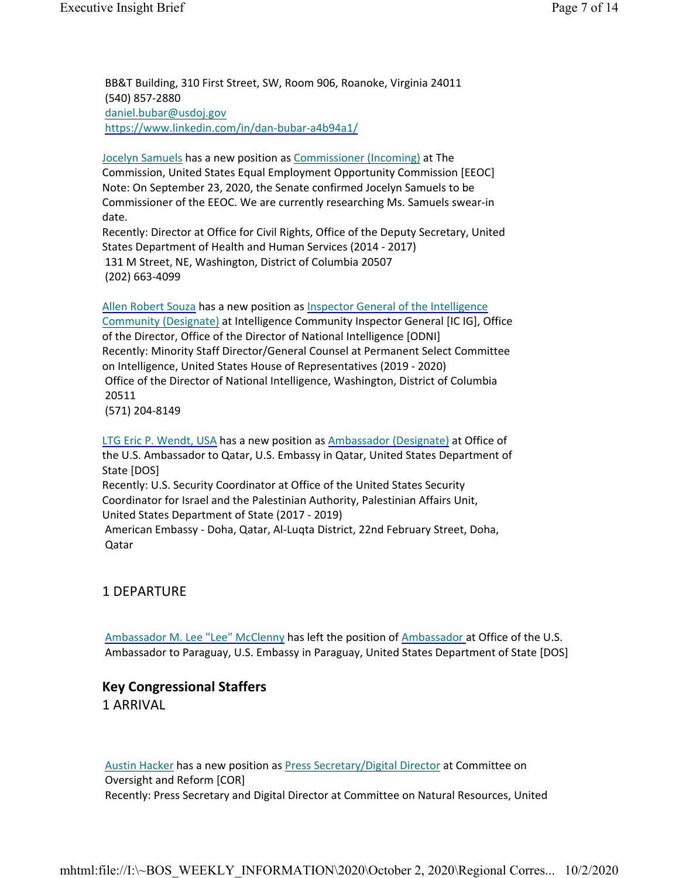BB&T Building, 310 First Street, SW, Room 906, Roanoke, Virginia 24011
(540) 857-2880
daniel.bubar@usdoj.gov
https://www.linkedin.com/in/dan-bubar-a4b94a1/

Jocelyn Samuels has a new position as Commissioner (Incoming) at The Commission, United States Equal Employment Opportunity Commission [EEOC]
Note: On September 23, 2020, the Senate confirmed Jocelyn Samuels to be Commissioner of the EEOC. We are currently researching Ms. Samuels swear-in date.
Recently: Director at Office for Civil Rights, Office of the Deputy Secretary, United States Department of Health and Human Services (2014 - 2017)
131 M Street, NE, Washington, District of Columbia 20507
(202) 663-4099

Allen Robert Souza has a new position as Inspector General of the Intelligence Community (Designate) at Intelligence Community Inspector General [IC IG], Office of the Director, Office of the Director of National Intelligence [ODNI]
Recently: Minority Staff Director/General Counsel at Permanent Select Committee on Intelligence, United States House of Representatives (2019 - 2020)
Office of the Director of National Intelligence, Washington, District of Columbia 20511
(571) 204-8149

LTG Eric P. Wendt, USA has a new position as Ambassador (Designate) at Office of the U.S. Ambassador to Qatar, U.S. Embassy in Qatar, United States Department of State [DOS]
Recently: U.S. Security Coordinator at Office of the United States Security Coordinator for Israel and the Palestinian Authority, Palestinian Affairs Unit, United States Department of State (2017 - 2019)
American Embassy - Doha, Qatar, Al-Luqta District, 22nd February Street, Doha, Qatar

1 DEPARTURE

Ambassador M. Lee "Lee" McClenny has left the position of Ambassador at Office of the U.S. Ambassador to Paraguay, U.S. Embassy in Paraguay, United States Department of State [DOS]

## Key Congressional Staffers

1 ARRIVAL

Austin Hacker has a new position as Press Secretary/Digital Director at Committee on Oversight and Reform [COR]
Recently: Press Secretary and Digital Director at Committee on Natural Resources, United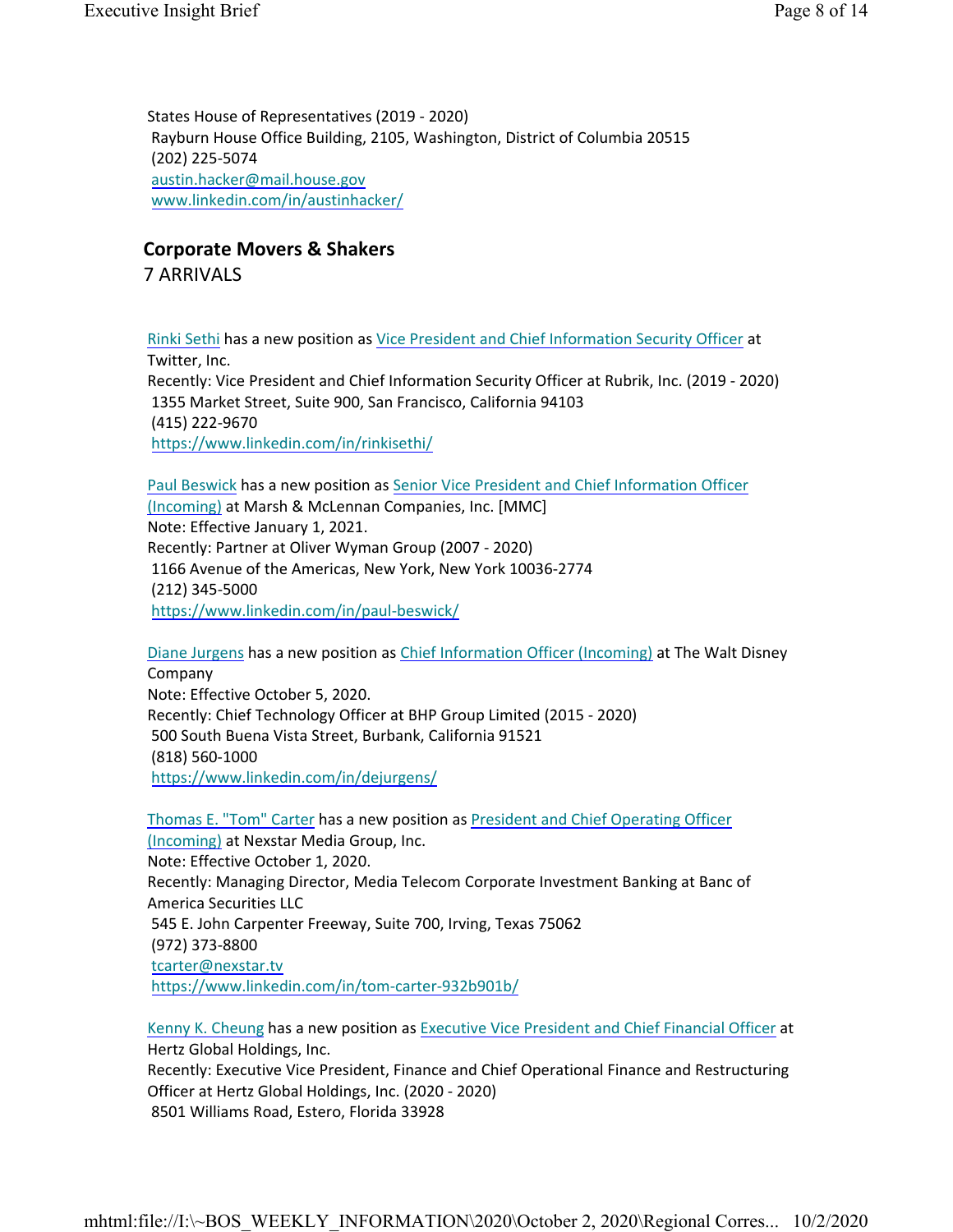States House of Representatives (2019 - 2020)
Rayburn House Office Building, 2105, Washington, District of Columbia 20515
(202) 225-5074
austin.hacker@mail.house.gov
www.linkedin.com/in/austinhacker/

## Corporate Movers & Shakers

7 ARRIVALS

Rinki Sethi has a new position as Vice President and Chief Information Security Officer at Twitter, Inc.
Recently: Vice President and Chief Information Security Officer at Rubrik, Inc. (2019 - 2020)
1355 Market Street, Suite 900, San Francisco, California 94103
(415) 222-9670
https://www.linkedin.com/in/rinkisethi/

Paul Beswick has a new position as Senior Vice President and Chief Information Officer (Incoming) at Marsh & McLennan Companies, Inc. [MMC]
Note: Effective January 1, 2021.
Recently: Partner at Oliver Wyman Group (2007 - 2020)
1166 Avenue of the Americas, New York, New York 10036-2774
(212) 345-5000
https://www.linkedin.com/in/paul-beswick/

Diane Jurgens has a new position as Chief Information Officer (Incoming) at The Walt Disney Company
Note: Effective October 5, 2020.
Recently: Chief Technology Officer at BHP Group Limited (2015 - 2020)
500 South Buena Vista Street, Burbank, California 91521
(818) 560-1000
https://www.linkedin.com/in/dejurgens/

Thomas E. "Tom" Carter has a new position as President and Chief Operating Officer (Incoming) at Nexstar Media Group, Inc.
Note: Effective October 1, 2020.
Recently: Managing Director, Media Telecom Corporate Investment Banking at Banc of America Securities LLC
545 E. John Carpenter Freeway, Suite 700, Irving, Texas 75062
(972) 373-8800
tcarter@nexstar.tv
https://www.linkedin.com/in/tom-carter-932b901b/

Kenny K. Cheung has a new position as Executive Vice President and Chief Financial Officer at Hertz Global Holdings, Inc.
Recently: Executive Vice President, Finance and Chief Operational Finance and Restructuring Officer at Hertz Global Holdings, Inc. (2020 - 2020)
8501 Williams Road, Estero, Florida 33928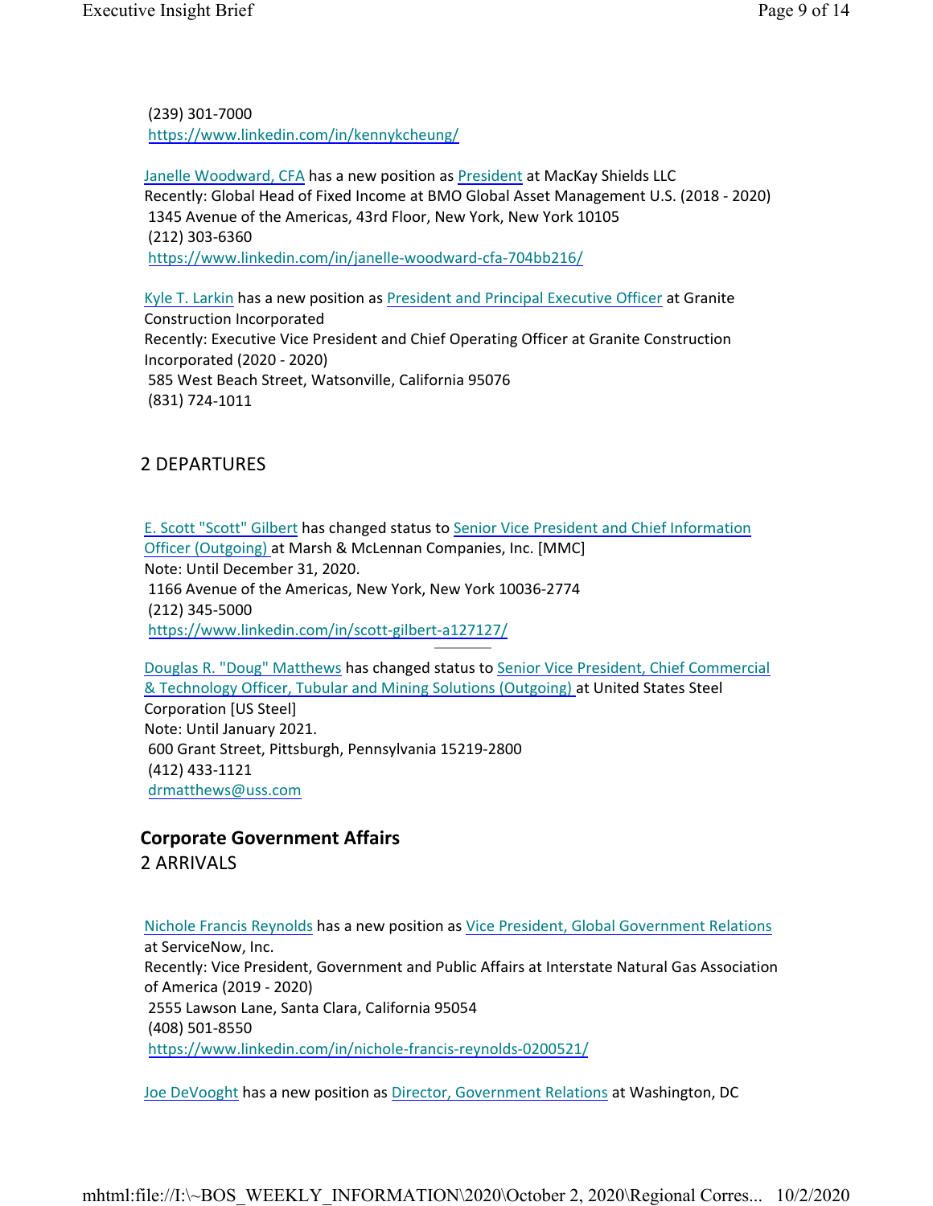(239) 301-7000
https://www.linkedin.com/in/kennykcheung/

Janelle Woodward, CFA has a new position as President at MacKay Shields LLC
Recently: Global Head of Fixed Income at BMO Global Asset Management U.S. (2018 - 2020)
1345 Avenue of the Americas, 43rd Floor, New York, New York 10105
(212) 303-6360
https://www.linkedin.com/in/janelle-woodward-cfa-704bb216/

Kyle T. Larkin has a new position as President and Principal Executive Officer at Granite Construction Incorporated
Recently: Executive Vice President and Chief Operating Officer at Granite Construction Incorporated (2020 - 2020)
585 West Beach Street, Watsonville, California 95076
(831) 724-1011

2 DEPARTURES

E. Scott "Scott" Gilbert has changed status to Senior Vice President and Chief Information Officer (Outgoing) at Marsh & McLennan Companies, Inc. [MMC]
Note: Until December 31, 2020.
1166 Avenue of the Americas, New York, New York 10036-2774
(212) 345-5000
https://www.linkedin.com/in/scott-gilbert-a127127/

---

Douglas R. "Doug" Matthews has changed status to Senior Vice President, Chief Commercial & Technology Officer, Tubular and Mining Solutions (Outgoing) at United States Steel Corporation [US Steel]
Note: Until January 2021.
600 Grant Street, Pittsburgh, Pennsylvania 15219-2800
(412) 433-1121
drmatthews@uss.com

## Corporate Government Affairs

2 ARRIVALS

Nichole Francis Reynolds has a new position as Vice President, Global Government Relations at ServiceNow, Inc.
Recently: Vice President, Government and Public Affairs at Interstate Natural Gas Association of America (2019 - 2020)
2555 Lawson Lane, Santa Clara, California 95054
(408) 501-8550
https://www.linkedin.com/in/nichole-francis-reynolds-0200521/

Joe DeVooght has a new position as Director, Government Relations at Washington, DC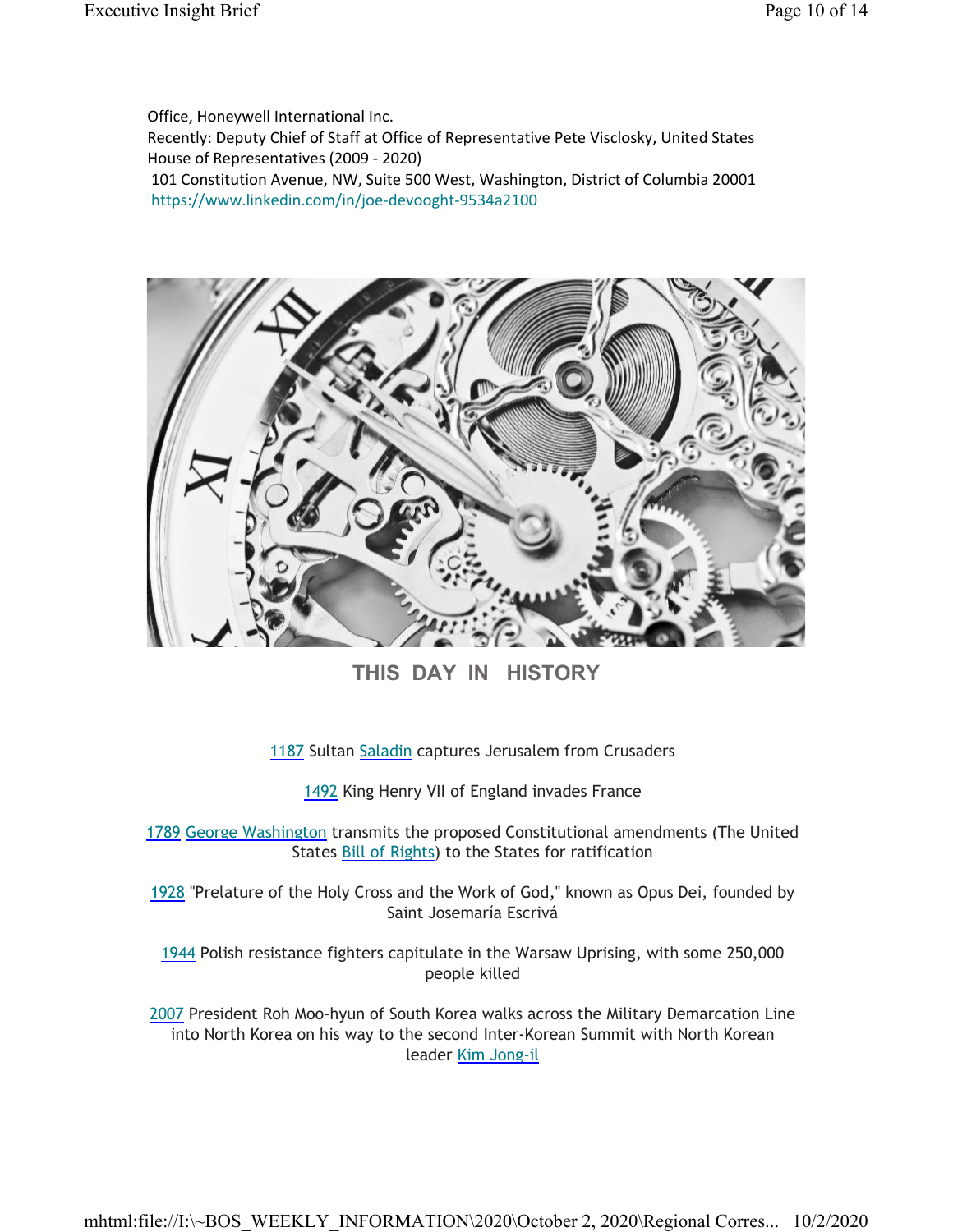Office, Honeywell International Inc.
Recently: Deputy Chief of Staff at Office of Representative Pete Visclosky, United States House of Representatives (2009 - 2020)
101 Constitution Avenue, NW, Suite 500 West, Washington, District of Columbia 20001
https://www.linkedin.com/in/joe-devooght-9534a2100

## THIS DAY IN HISTORY

1187 Sultan Saladin captures Jerusalem from Crusaders

1492 King Henry VII of England invades France

1789 George Washington transmits the proposed Constitutional amendments (The United States Bill of Rights) to the States for ratification

1928 "Prelature of the Holy Cross and the Work of God," known as Opus Dei, founded by Saint Josemaría Escrivá

1944 Polish resistance fighters capitulate in the Warsaw Uprising, with some 250,000 people killed

2007 President Roh Moo-hyun of South Korea walks across the Military Demarcation Line into North Korea on his way to the second Inter-Korean Summit with North Korean leader Kim Jong-il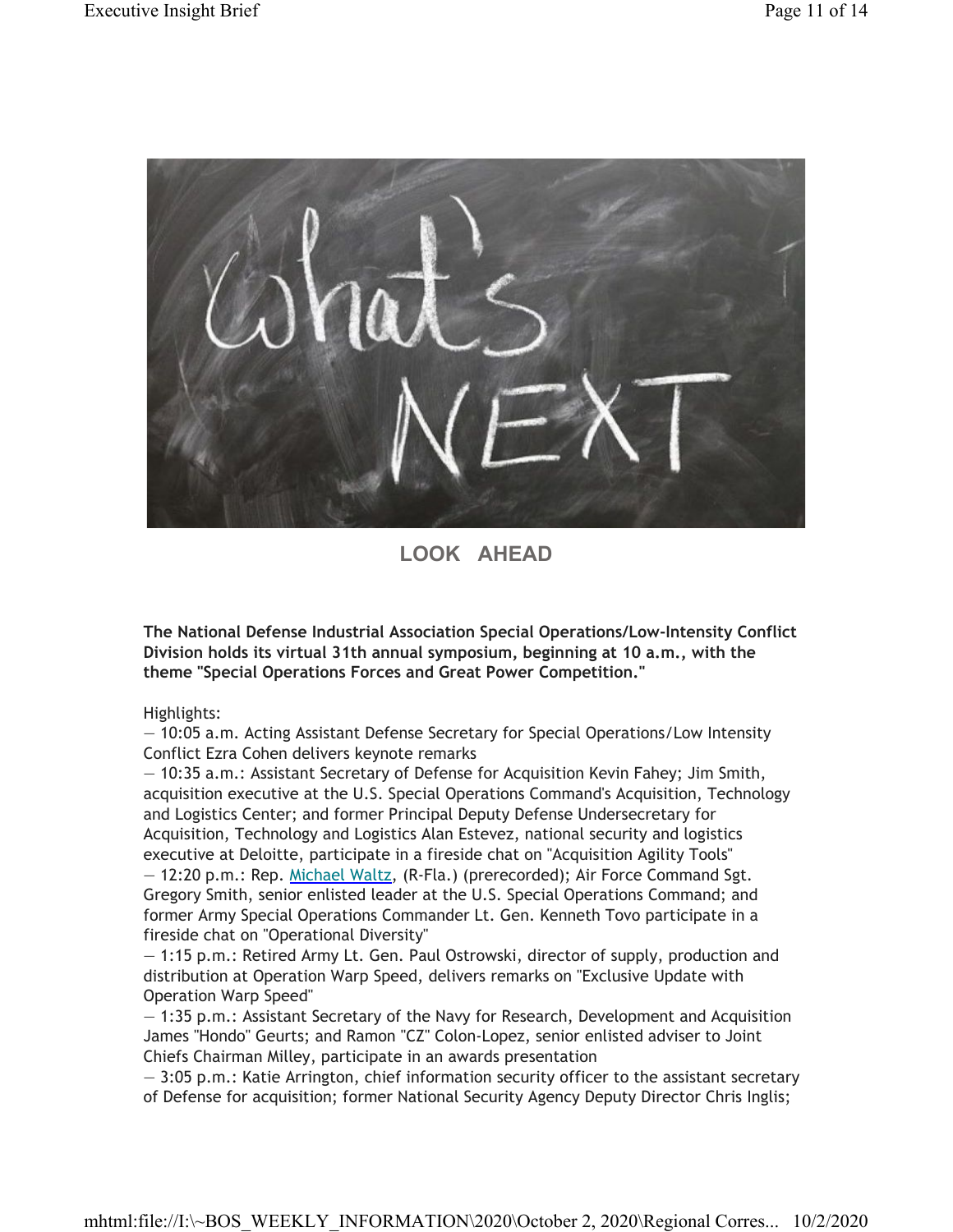## LOOK AHEAD

**The National Defense Industrial Association Special Operations/Low-Intensity Conflict Division holds its virtual 31th annual symposium, beginning at 10 a.m., with the theme "Special Operations Forces and Great Power Competition."**

Highlights:

— 10:05 a.m. Acting Assistant Defense Secretary for Special Operations/Low Intensity Conflict Ezra Cohen delivers keynote remarks

— 10:35 a.m.: Assistant Secretary of Defense for Acquisition Kevin Fahey; Jim Smith, acquisition executive at the U.S. Special Operations Command's Acquisition, Technology and Logistics Center; and former Principal Deputy Defense Undersecretary for Acquisition, Technology and Logistics Alan Estevez, national security and logistics executive at Deloitte, participate in a fireside chat on "Acquisition Agility Tools"

— 12:20 p.m.: Rep. Michael Waltz, (R-Fla.) (prerecorded); Air Force Command Sgt. Gregory Smith, senior enlisted leader at the U.S. Special Operations Command; and former Army Special Operations Commander Lt. Gen. Kenneth Tovo participate in a fireside chat on "Operational Diversity"

— 1:15 p.m.: Retired Army Lt. Gen. Paul Ostrowski, director of supply, production and distribution at Operation Warp Speed, delivers remarks on "Exclusive Update with Operation Warp Speed"

— 1:35 p.m.: Assistant Secretary of the Navy for Research, Development and Acquisition James "Hondo" Geurts; and Ramon "CZ" Colon-Lopez, senior enlisted adviser to Joint Chiefs Chairman Milley, participate in an awards presentation

— 3:05 p.m.: Katie Arrington, chief information security officer to the assistant secretary of Defense for acquisition; former National Security Agency Deputy Director Chris Inglis;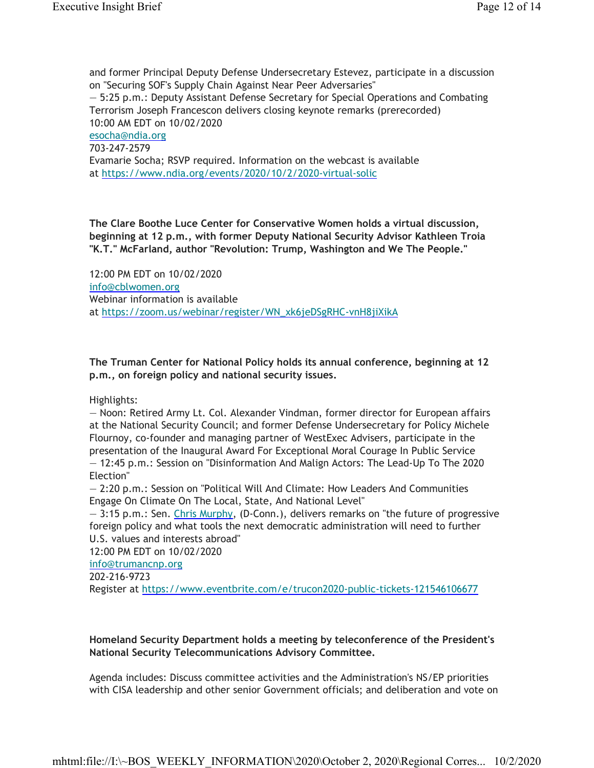and former Principal Deputy Defense Undersecretary Estevez, participate in a discussion on "Securing SOF's Supply Chain Against Near Peer Adversaries"
— 5:25 p.m.: Deputy Assistant Defense Secretary for Special Operations and Combating Terrorism Joseph Francescon delivers closing keynote remarks (prerecorded)
10:00 AM EDT on 10/02/2020
esocha@ndia.org
703-247-2579
Evamarie Socha; RSVP required. Information on the webcast is available at https://www.ndia.org/events/2020/10/2/2020-virtual-solic

**The Clare Boothe Luce Center for Conservative Women holds a virtual discussion, beginning at 12 p.m., with former Deputy National Security Advisor Kathleen Troia "K.T." McFarland, author "Revolution: Trump, Washington and We The People."**

12:00 PM EDT on 10/02/2020
info@cblwomen.org
Webinar information is available at https://zoom.us/webinar/register/WN_xk6jeDSgRHC-vnH8jiXikA

**The Truman Center for National Policy holds its annual conference, beginning at 12 p.m., on foreign policy and national security issues.**

Highlights:
— Noon: Retired Army Lt. Col. Alexander Vindman, former director for European affairs at the National Security Council; and former Defense Undersecretary for Policy Michele Flournoy, co-founder and managing partner of WestExec Advisers, participate in the presentation of the Inaugural Award For Exceptional Moral Courage In Public Service
— 12:45 p.m.: Session on "Disinformation And Malign Actors: The Lead-Up To The 2020 Election"
— 2:20 p.m.: Session on "Political Will And Climate: How Leaders And Communities Engage On Climate On The Local, State, And National Level"
— 3:15 p.m.: Sen. Chris Murphy, (D-Conn.), delivers remarks on "the future of progressive foreign policy and what tools the next democratic administration will need to further U.S. values and interests abroad"
12:00 PM EDT on 10/02/2020
info@trumancnp.org
202-216-9723
Register at https://www.eventbrite.com/e/trucon2020-public-tickets-121546106677

**Homeland Security Department holds a meeting by teleconference of the President's National Security Telecommunications Advisory Committee.**

Agenda includes: Discuss committee activities and the Administration's NS/EP priorities with CISA leadership and other senior Government officials; and deliberation and vote on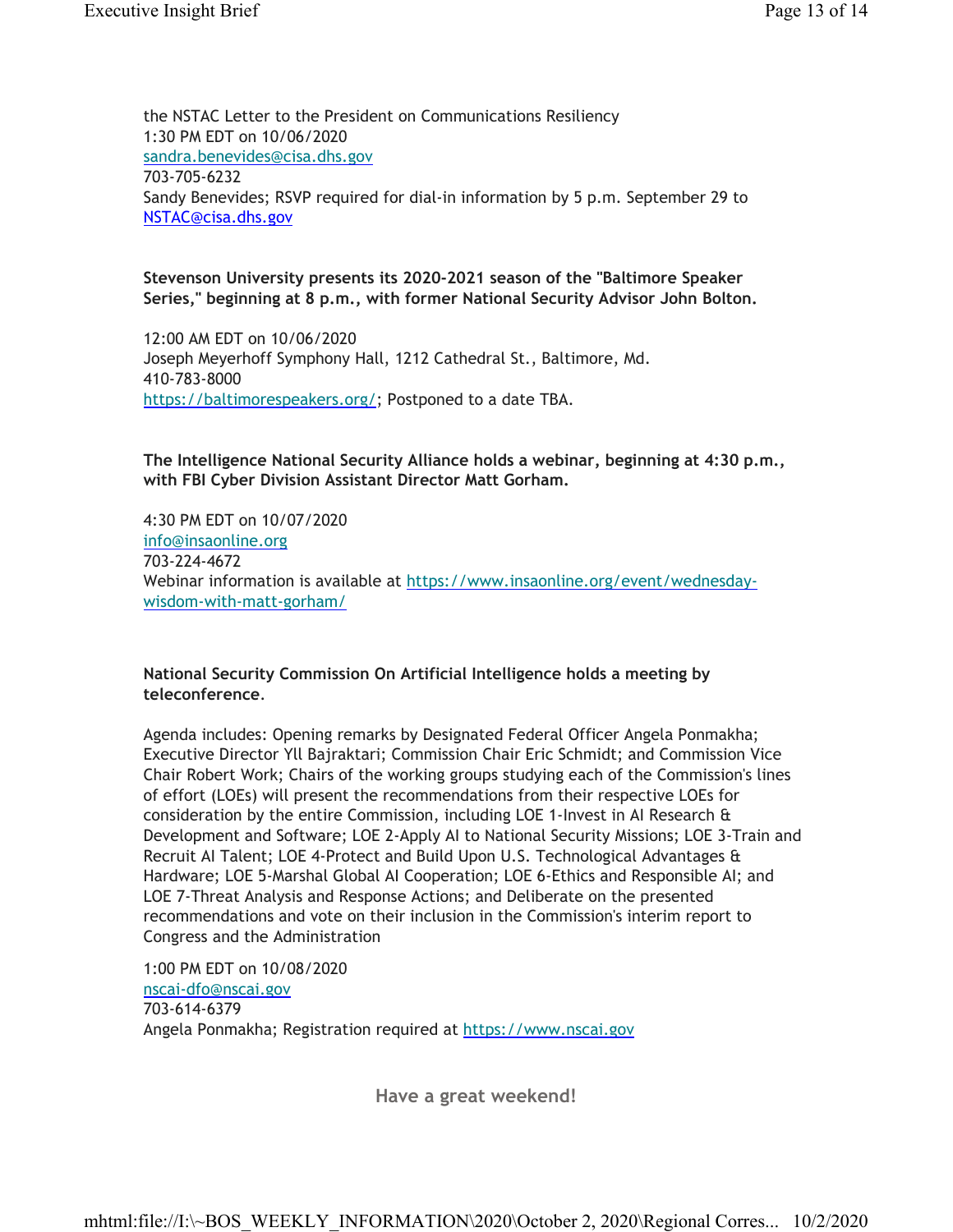the NSTAC Letter to the President on Communications Resiliency
1:30 PM EDT on 10/06/2020
sandra.benevides@cisa.dhs.gov
703-705-6232
Sandy Benevides; RSVP required for dial-in information by 5 p.m. September 29 to NSTAC@cisa.dhs.gov

**Stevenson University presents its 2020-2021 season of the "Baltimore Speaker Series," beginning at 8 p.m., with former National Security Advisor John Bolton.**

12:00 AM EDT on 10/06/2020
Joseph Meyerhoff Symphony Hall, 1212 Cathedral St., Baltimore, Md.
410-783-8000
https://baltimorespeakers.org/; Postponed to a date TBA.

**The Intelligence National Security Alliance holds a webinar, beginning at 4:30 p.m., with FBI Cyber Division Assistant Director Matt Gorham.**

4:30 PM EDT on 10/07/2020
info@insaonline.org
703-224-4672
Webinar information is available at https://www.insaonline.org/event/wednesday-wisdom-with-matt-gorham/

**National Security Commission On Artificial Intelligence holds a meeting by teleconference.**

Agenda includes: Opening remarks by Designated Federal Officer Angela Ponmakha; Executive Director Yll Bajraktari; Commission Chair Eric Schmidt; and Commission Vice Chair Robert Work; Chairs of the working groups studying each of the Commission's lines of effort (LOEs) will present the recommendations from their respective LOEs for consideration by the entire Commission, including LOE 1-Invest in AI Research & Development and Software; LOE 2-Apply AI to National Security Missions; LOE 3-Train and Recruit AI Talent; LOE 4-Protect and Build Upon U.S. Technological Advantages & Hardware; LOE 5-Marshal Global AI Cooperation; LOE 6-Ethics and Responsible AI; and LOE 7-Threat Analysis and Response Actions; and Deliberate on the presented recommendations and vote on their inclusion in the Commission's interim report to Congress and the Administration

1:00 PM EDT on 10/08/2020
nscai-dfo@nscai.gov
703-614-6379
Angela Ponmakha; Registration required at https://www.nscai.gov

**Have a great weekend!**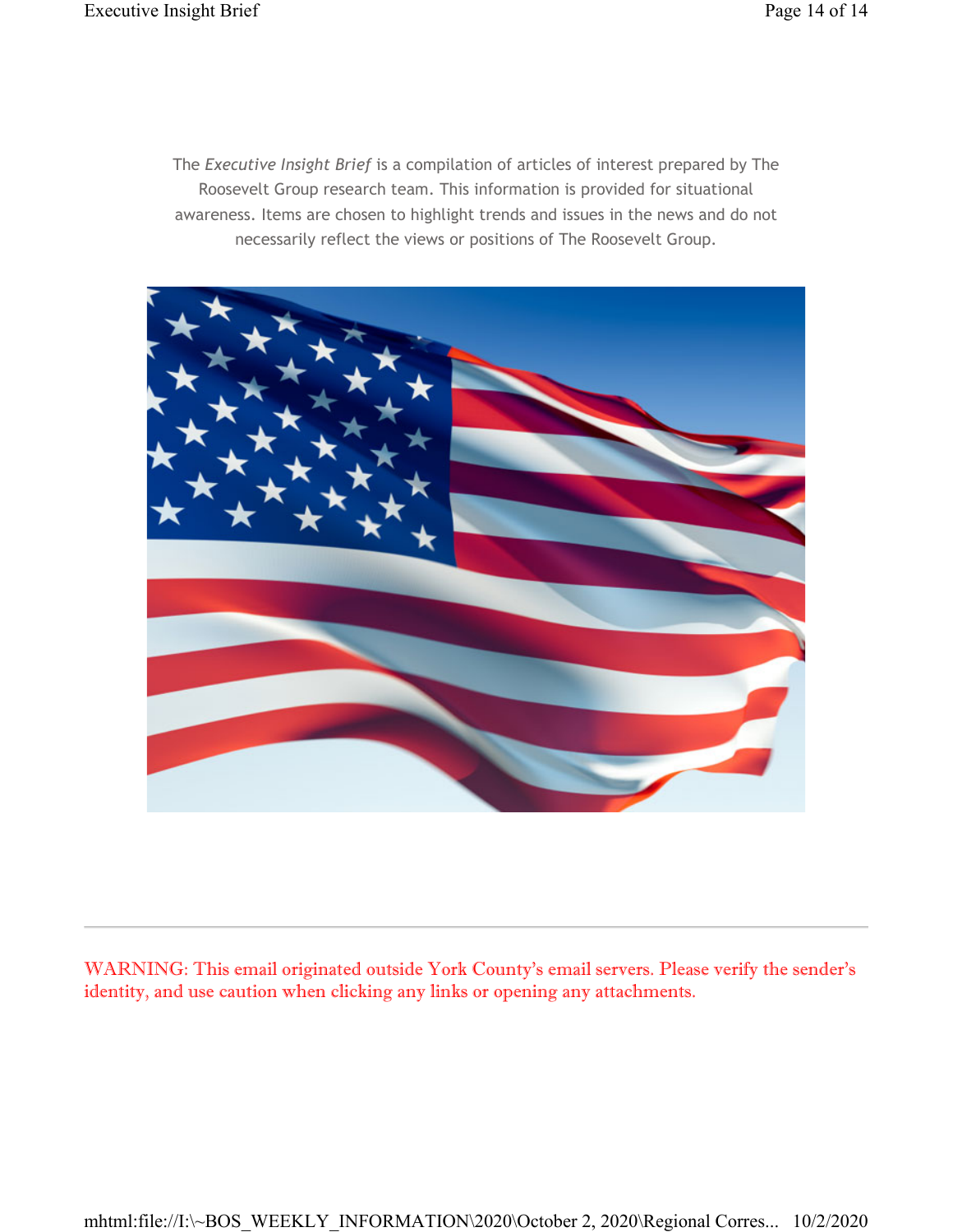The *Executive Insight Brief* is a compilation of articles of interest prepared by The Roosevelt Group research team. This information is provided for situational awareness. Items are chosen to highlight trends and issues in the news and do not necessarily reflect the views or positions of The Roosevelt Group.

---

WARNING: This email originated outside York County's email servers. Please verify the sender's identity, and use caution when clicking any links or opening any attachments.